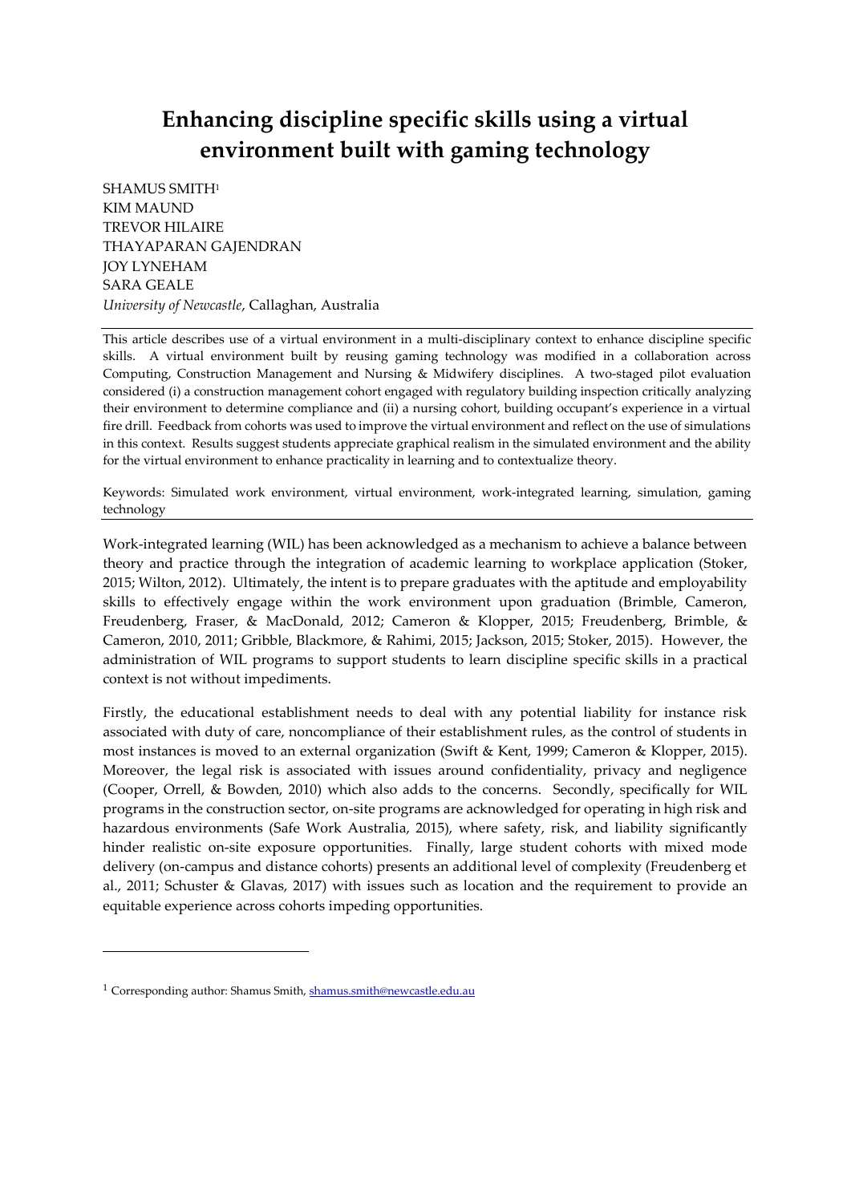# Enhancing discipline specific skills using a virtual environment built with gaming technology

SHAMUS SMITH[1]
KIM MAUND
TREVOR HILAIRE
THAYAPARAN GAJENDRAN
JOY LYNEHAM
SARA GEALE
*University of Newcastle*, Callaghan, Australia

This article describes use of a virtual environment in a multi-disciplinary context to enhance discipline specific skills. A virtual environment built by reusing gaming technology was modified in a collaboration across Computing, Construction Management and Nursing & Midwifery disciplines. A two-staged pilot evaluation considered (i) a construction management cohort engaged with regulatory building inspection critically analyzing their environment to determine compliance and (ii) a nursing cohort, building occupant's experience in a virtual fire drill. Feedback from cohorts was used to improve the virtual environment and reflect on the use of simulations in this context. Results suggest students appreciate graphical realism in the simulated environment and the ability for the virtual environment to enhance practicality in learning and to contextualize theory.

Keywords: Simulated work environment, virtual environment, work-integrated learning, simulation, gaming technology

Work-integrated learning (WIL) has been acknowledged as a mechanism to achieve a balance between theory and practice through the integration of academic learning to workplace application (Stoker, 2015; Wilton, 2012). Ultimately, the intent is to prepare graduates with the aptitude and employability skills to effectively engage within the work environment upon graduation (Brimble, Cameron, Freudenberg, Fraser, & MacDonald, 2012; Cameron & Klopper, 2015; Freudenberg, Brimble, & Cameron, 2010, 2011; Gribble, Blackmore, & Rahimi, 2015; Jackson, 2015; Stoker, 2015). However, the administration of WIL programs to support students to learn discipline specific skills in a practical context is not without impediments.

Firstly, the educational establishment needs to deal with any potential liability for instance risk associated with duty of care, noncompliance of their establishment rules, as the control of students in most instances is moved to an external organization (Swift & Kent, 1999; Cameron & Klopper, 2015). Moreover, the legal risk is associated with issues around confidentiality, privacy and negligence (Cooper, Orrell, & Bowden, 2010) which also adds to the concerns. Secondly, specifically for WIL programs in the construction sector, on-site programs are acknowledged for operating in high risk and hazardous environments (Safe Work Australia, 2015), where safety, risk, and liability significantly hinder realistic on-site exposure opportunities. Finally, large student cohorts with mixed mode delivery (on-campus and distance cohorts) presents an additional level of complexity (Freudenberg et al., 2011; Schuster & Glavas, 2017) with issues such as location and the requirement to provide an equitable experience across cohorts impeding opportunities.

[1] Corresponding author: Shamus Smith, shamus.smith@newcastle.edu.au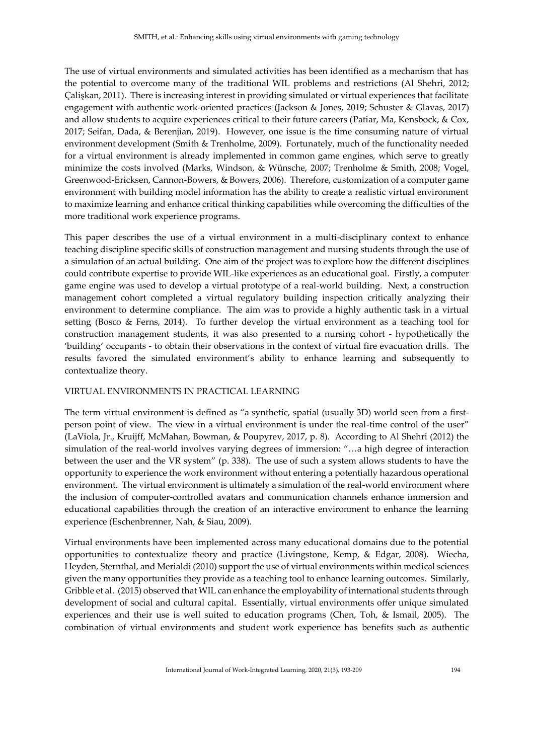The use of virtual environments and simulated activities has been identified as a mechanism that has the potential to overcome many of the traditional WIL problems and restrictions (Al Shehri, 2012; Çalişkan, 2011). There is increasing interest in providing simulated or virtual experiences that facilitate engagement with authentic work-oriented practices (Jackson & Jones, 2019; Schuster & Glavas, 2017) and allow students to acquire experiences critical to their future careers (Patiar, Ma, Kensbock, & Cox, 2017; Seifan, Dada, & Berenjian, 2019). However, one issue is the time consuming nature of virtual environment development (Smith & Trenholme, 2009). Fortunately, much of the functionality needed for a virtual environment is already implemented in common game engines, which serve to greatly minimize the costs involved (Marks, Windson, & Wünsche, 2007; Trenholme & Smith, 2008; Vogel, Greenwood-Ericksen, Cannon-Bowers, & Bowers, 2006). Therefore, customization of a computer game environment with building model information has the ability to create a realistic virtual environment to maximize learning and enhance critical thinking capabilities while overcoming the difficulties of the more traditional work experience programs.

This paper describes the use of a virtual environment in a multi-disciplinary context to enhance teaching discipline specific skills of construction management and nursing students through the use of a simulation of an actual building. One aim of the project was to explore how the different disciplines could contribute expertise to provide WIL-like experiences as an educational goal. Firstly, a computer game engine was used to develop a virtual prototype of a real-world building. Next, a construction management cohort completed a virtual regulatory building inspection critically analyzing their environment to determine compliance. The aim was to provide a highly authentic task in a virtual setting (Bosco & Ferns, 2014). To further develop the virtual environment as a teaching tool for construction management students, it was also presented to a nursing cohort - hypothetically the 'building' occupants - to obtain their observations in the context of virtual fire evacuation drills. The results favored the simulated environment's ability to enhance learning and subsequently to contextualize theory.

## VIRTUAL ENVIRONMENTS IN PRACTICAL LEARNING

The term virtual environment is defined as "a synthetic, spatial (usually 3D) world seen from a first-person point of view. The view in a virtual environment is under the real-time control of the user" (LaViola, Jr., Kruijff, McMahan, Bowman, & Poupyrev, 2017, p. 8). According to Al Shehri (2012) the simulation of the real-world involves varying degrees of immersion: "…a high degree of interaction between the user and the VR system" (p. 338). The use of such a system allows students to have the opportunity to experience the work environment without entering a potentially hazardous operational environment. The virtual environment is ultimately a simulation of the real-world environment where the inclusion of computer-controlled avatars and communication channels enhance immersion and educational capabilities through the creation of an interactive environment to enhance the learning experience (Eschenbrenner, Nah, & Siau, 2009).

Virtual environments have been implemented across many educational domains due to the potential opportunities to contextualize theory and practice (Livingstone, Kemp, & Edgar, 2008). Wiecha, Heyden, Sternthal, and Merialdi (2010) support the use of virtual environments within medical sciences given the many opportunities they provide as a teaching tool to enhance learning outcomes. Similarly, Gribble et al. (2015) observed that WIL can enhance the employability of international students through development of social and cultural capital. Essentially, virtual environments offer unique simulated experiences and their use is well suited to education programs (Chen, Toh, & Ismail, 2005). The combination of virtual environments and student work experience has benefits such as authentic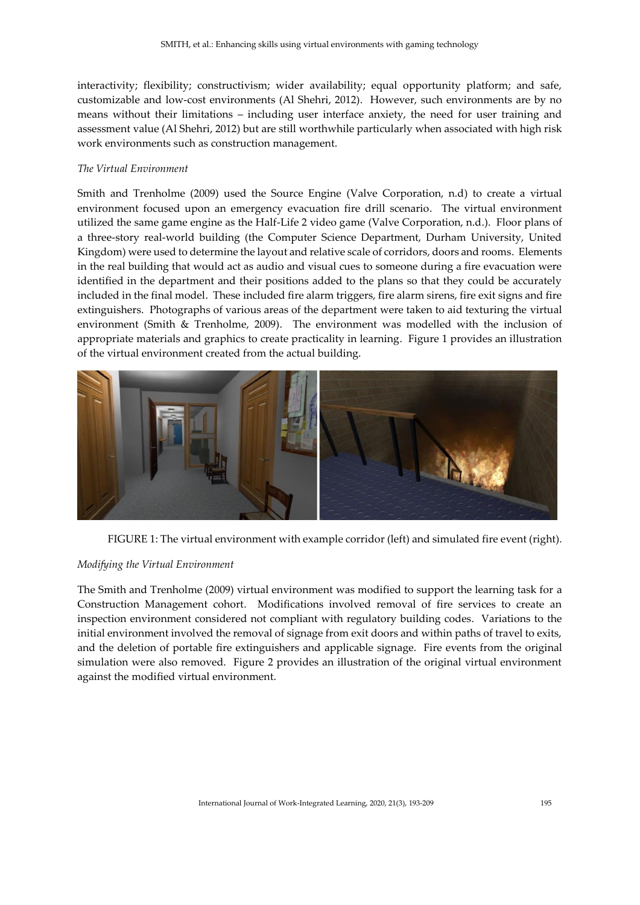interactivity; flexibility; constructivism; wider availability; equal opportunity platform; and safe, customizable and low-cost environments (Al Shehri, 2012). However, such environments are by no means without their limitations – including user interface anxiety, the need for user training and assessment value (Al Shehri, 2012) but are still worthwhile particularly when associated with high risk work environments such as construction management.

*The Virtual Environment*

Smith and Trenholme (2009) used the Source Engine (Valve Corporation, n.d) to create a virtual environment focused upon an emergency evacuation fire drill scenario. The virtual environment utilized the same game engine as the Half-Life 2 video game (Valve Corporation, n.d.). Floor plans of a three-story real-world building (the Computer Science Department, Durham University, United Kingdom) were used to determine the layout and relative scale of corridors, doors and rooms. Elements in the real building that would act as audio and visual cues to someone during a fire evacuation were identified in the department and their positions added to the plans so that they could be accurately included in the final model. These included fire alarm triggers, fire alarm sirens, fire exit signs and fire extinguishers. Photographs of various areas of the department were taken to aid texturing the virtual environment (Smith & Trenholme, 2009). The environment was modelled with the inclusion of appropriate materials and graphics to create practicality in learning. Figure 1 provides an illustration of the virtual environment created from the actual building.

FIGURE 1: The virtual environment with example corridor (left) and simulated fire event (right).

*Modifying the Virtual Environment*

The Smith and Trenholme (2009) virtual environment was modified to support the learning task for a Construction Management cohort. Modifications involved removal of fire services to create an inspection environment considered not compliant with regulatory building codes. Variations to the initial environment involved the removal of signage from exit doors and within paths of travel to exits, and the deletion of portable fire extinguishers and applicable signage. Fire events from the original simulation were also removed. Figure 2 provides an illustration of the original virtual environment against the modified virtual environment.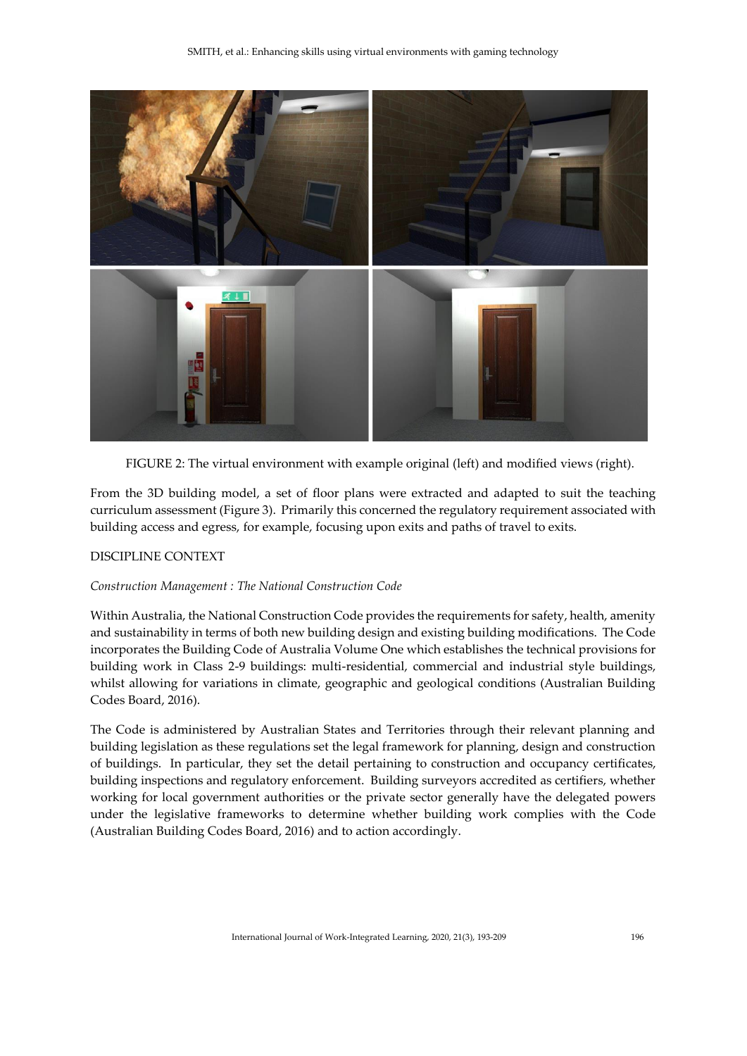FIGURE 2: The virtual environment with example original (left) and modified views (right).

From the 3D building model, a set of floor plans were extracted and adapted to suit the teaching curriculum assessment (Figure 3). Primarily this concerned the regulatory requirement associated with building access and egress, for example, focusing upon exits and paths of travel to exits.

## DISCIPLINE CONTEXT

### *Construction Management : The National Construction Code*

Within Australia, the National Construction Code provides the requirements for safety, health, amenity and sustainability in terms of both new building design and existing building modifications. The Code incorporates the Building Code of Australia Volume One which establishes the technical provisions for building work in Class 2-9 buildings: multi-residential, commercial and industrial style buildings, whilst allowing for variations in climate, geographic and geological conditions (Australian Building Codes Board, 2016).

The Code is administered by Australian States and Territories through their relevant planning and building legislation as these regulations set the legal framework for planning, design and construction of buildings. In particular, they set the detail pertaining to construction and occupancy certificates, building inspections and regulatory enforcement. Building surveyors accredited as certifiers, whether working for local government authorities or the private sector generally have the delegated powers under the legislative frameworks to determine whether building work complies with the Code (Australian Building Codes Board, 2016) and to action accordingly.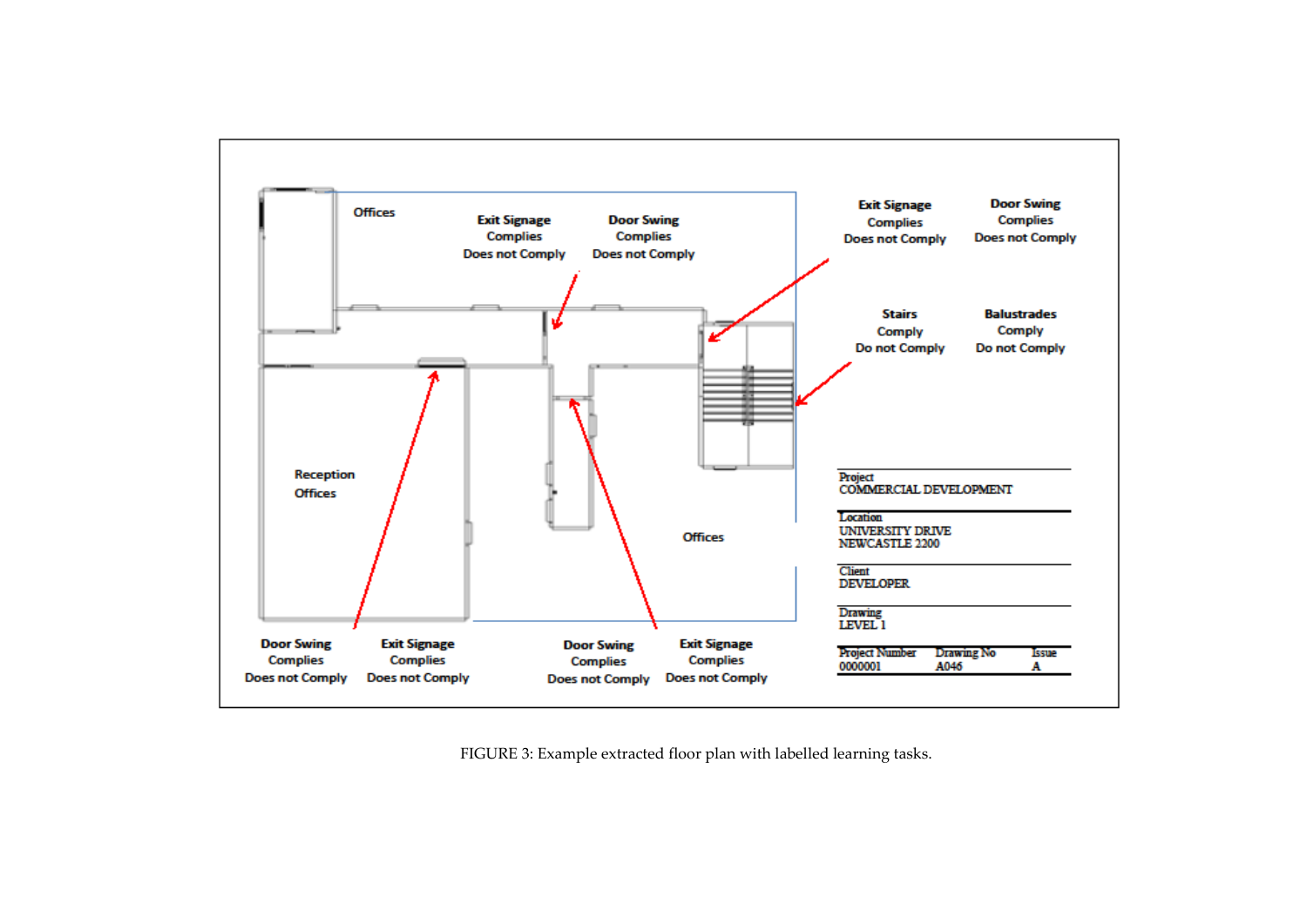| Exit Signage | Door Swing |
| --- | --- |
| Complies | Complies |
| Does not Comply | Does not Comply |

Offices

Reception Offices

Offices

| Stairs | Balustrades |
| --- | --- |
| Comply | Comply |
| Do not Comply | Do not Comply |

| Door Swing | Exit Signage | Door Swing | Exit Signage |
| --- | --- | --- | --- |
| Complies | Complies | Complies | Complies |
| Does not Comply | Does not Comply | Does not Comply | Does not Comply |

Project
COMMERCIAL DEVELOPMENT

Location
UNIVERSITY DRIVE
NEWCASTLE 2200

Client
DEVELOPER

Drawing
LEVEL 1

| Project Number | Drawing No | Issue |
| --- | --- | --- |
| 0000001 | A046 | A |

FIGURE 3: Example extracted floor plan with labelled learning tasks.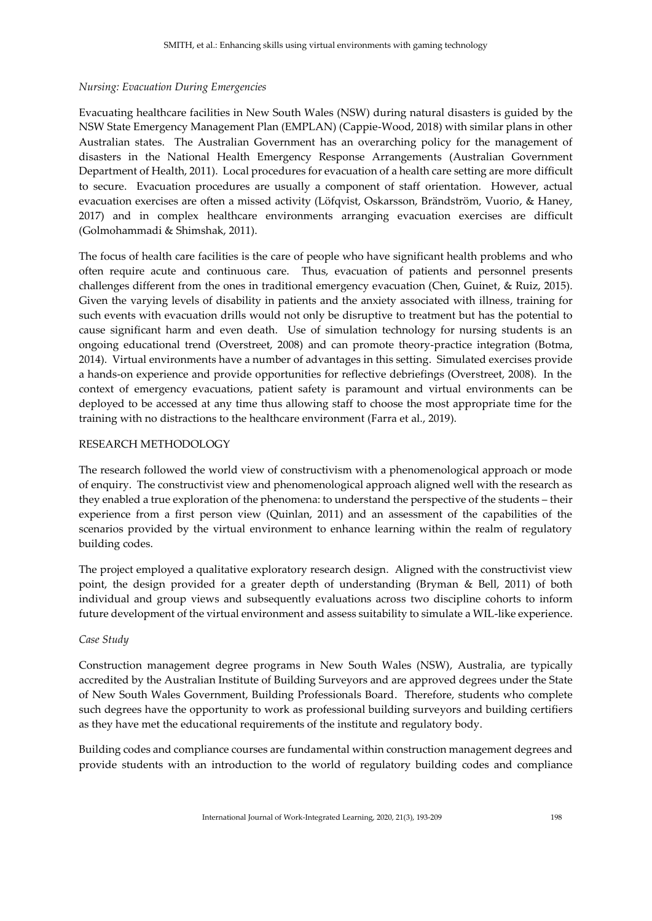*Nursing: Evacuation During Emergencies*

Evacuating healthcare facilities in New South Wales (NSW) during natural disasters is guided by the NSW State Emergency Management Plan (EMPLAN) (Cappie-Wood, 2018) with similar plans in other Australian states. The Australian Government has an overarching policy for the management of disasters in the National Health Emergency Response Arrangements (Australian Government Department of Health, 2011). Local procedures for evacuation of a health care setting are more difficult to secure. Evacuation procedures are usually a component of staff orientation. However, actual evacuation exercises are often a missed activity (Löfqvist, Oskarsson, Brändström, Vuorio, & Haney, 2017) and in complex healthcare environments arranging evacuation exercises are difficult (Golmohammadi & Shimshak, 2011).

The focus of health care facilities is the care of people who have significant health problems and who often require acute and continuous care. Thus, evacuation of patients and personnel presents challenges different from the ones in traditional emergency evacuation (Chen, Guinet, & Ruiz, 2015). Given the varying levels of disability in patients and the anxiety associated with illness, training for such events with evacuation drills would not only be disruptive to treatment but has the potential to cause significant harm and even death. Use of simulation technology for nursing students is an ongoing educational trend (Overstreet, 2008) and can promote theory-practice integration (Botma, 2014). Virtual environments have a number of advantages in this setting. Simulated exercises provide a hands-on experience and provide opportunities for reflective debriefings (Overstreet, 2008). In the context of emergency evacuations, patient safety is paramount and virtual environments can be deployed to be accessed at any time thus allowing staff to choose the most appropriate time for the training with no distractions to the healthcare environment (Farra et al., 2019).

## RESEARCH METHODOLOGY

The research followed the world view of constructivism with a phenomenological approach or mode of enquiry. The constructivist view and phenomenological approach aligned well with the research as they enabled a true exploration of the phenomena: to understand the perspective of the students – their experience from a first person view (Quinlan, 2011) and an assessment of the capabilities of the scenarios provided by the virtual environment to enhance learning within the realm of regulatory building codes.

The project employed a qualitative exploratory research design. Aligned with the constructivist view point, the design provided for a greater depth of understanding (Bryman & Bell, 2011) of both individual and group views and subsequently evaluations across two discipline cohorts to inform future development of the virtual environment and assess suitability to simulate a WIL-like experience.

*Case Study*

Construction management degree programs in New South Wales (NSW), Australia, are typically accredited by the Australian Institute of Building Surveyors and are approved degrees under the State of New South Wales Government, Building Professionals Board. Therefore, students who complete such degrees have the opportunity to work as professional building surveyors and building certifiers as they have met the educational requirements of the institute and regulatory body.

Building codes and compliance courses are fundamental within construction management degrees and provide students with an introduction to the world of regulatory building codes and compliance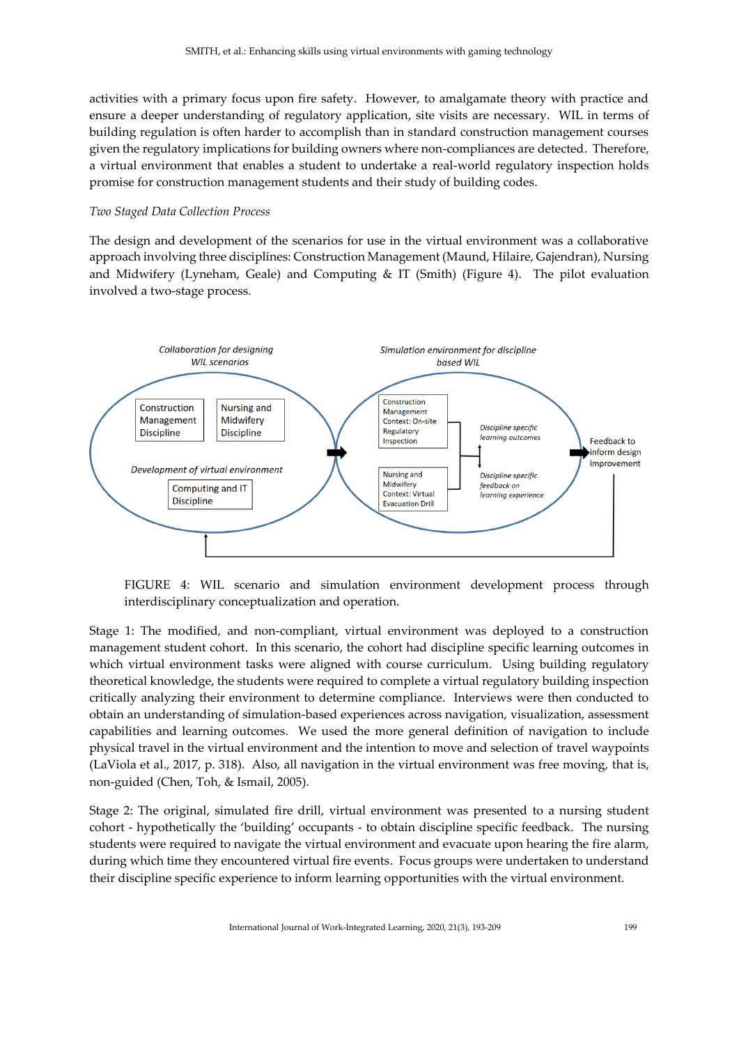activities with a primary focus upon fire safety. However, to amalgamate theory with practice and ensure a deeper understanding of regulatory application, site visits are necessary. WIL in terms of building regulation is often harder to accomplish than in standard construction management courses given the regulatory implications for building owners where non-compliances are detected. Therefore, a virtual environment that enables a student to undertake a real-world regulatory inspection holds promise for construction management students and their study of building codes.

*Two Staged Data Collection Process*

The design and development of the scenarios for use in the virtual environment was a collaborative approach involving three disciplines: Construction Management (Maund, Hilaire, Gajendran), Nursing and Midwifery (Lyneham, Geale) and Computing & IT (Smith) (Figure 4). The pilot evaluation involved a two-stage process.

FIGURE 4: WIL scenario and simulation environment development process through interdisciplinary conceptualization and operation.

Stage 1: The modified, and non-compliant, virtual environment was deployed to a construction management student cohort. In this scenario, the cohort had discipline specific learning outcomes in which virtual environment tasks were aligned with course curriculum. Using building regulatory theoretical knowledge, the students were required to complete a virtual regulatory building inspection critically analyzing their environment to determine compliance. Interviews were then conducted to obtain an understanding of simulation-based experiences across navigation, visualization, assessment capabilities and learning outcomes. We used the more general definition of navigation to include physical travel in the virtual environment and the intention to move and selection of travel waypoints (LaViola et al., 2017, p. 318). Also, all navigation in the virtual environment was free moving, that is, non-guided (Chen, Toh, & Ismail, 2005).

Stage 2: The original, simulated fire drill, virtual environment was presented to a nursing student cohort - hypothetically the 'building' occupants - to obtain discipline specific feedback. The nursing students were required to navigate the virtual environment and evacuate upon hearing the fire alarm, during which time they encountered virtual fire events. Focus groups were undertaken to understand their discipline specific experience to inform learning opportunities with the virtual environment.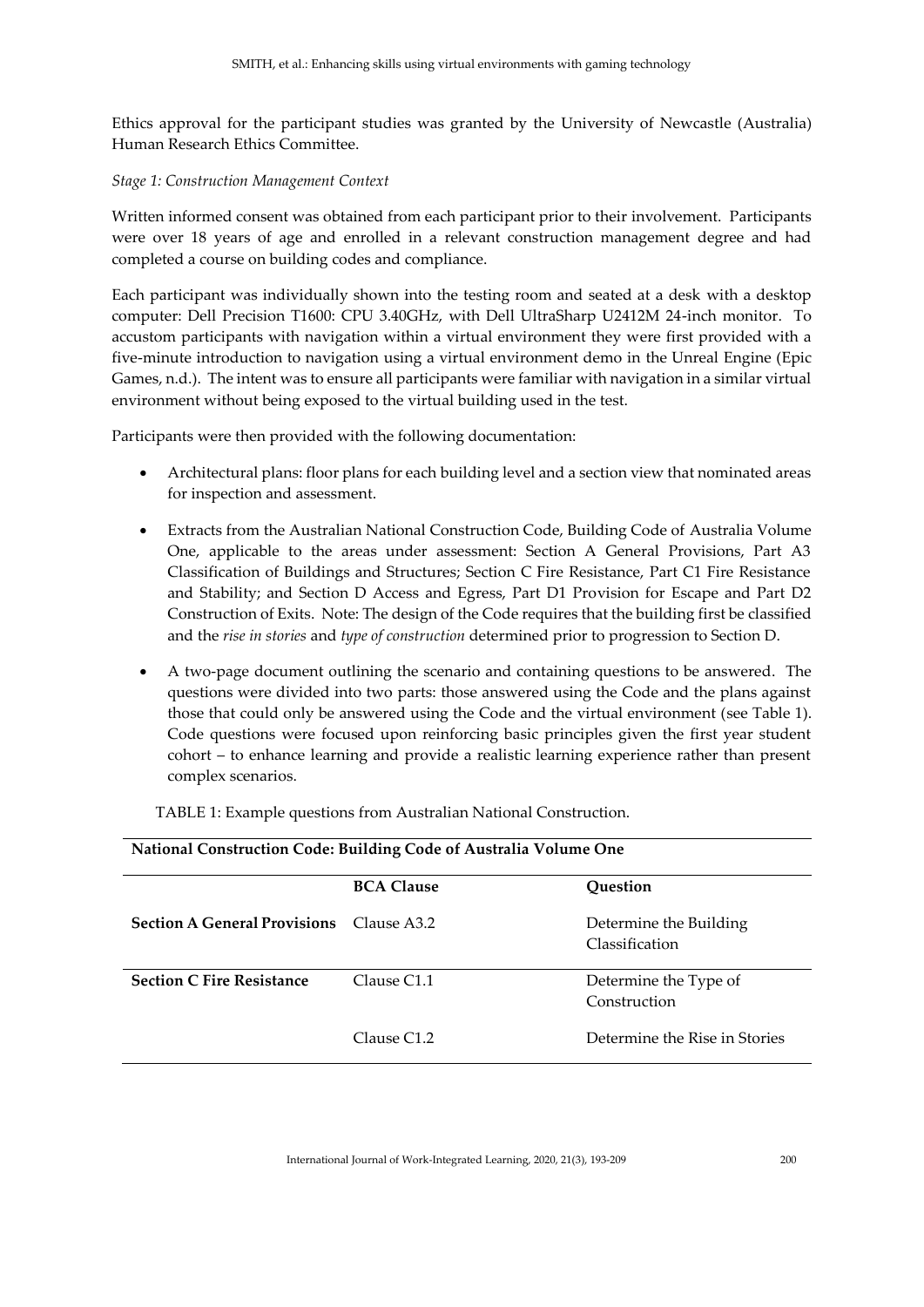Ethics approval for the participant studies was granted by the University of Newcastle (Australia) Human Research Ethics Committee.

*Stage 1: Construction Management Context*

Written informed consent was obtained from each participant prior to their involvement. Participants were over 18 years of age and enrolled in a relevant construction management degree and had completed a course on building codes and compliance.

Each participant was individually shown into the testing room and seated at a desk with a desktop computer: Dell Precision T1600: CPU 3.40GHz, with Dell UltraSharp U2412M 24-inch monitor. To accustom participants with navigation within a virtual environment they were first provided with a five-minute introduction to navigation using a virtual environment demo in the Unreal Engine (Epic Games, n.d.). The intent was to ensure all participants were familiar with navigation in a similar virtual environment without being exposed to the virtual building used in the test.

Participants were then provided with the following documentation:

- Architectural plans: floor plans for each building level and a section view that nominated areas for inspection and assessment.
- Extracts from the Australian National Construction Code, Building Code of Australia Volume One, applicable to the areas under assessment: Section A General Provisions, Part A3 Classification of Buildings and Structures; Section C Fire Resistance, Part C1 Fire Resistance and Stability; and Section D Access and Egress, Part D1 Provision for Escape and Part D2 Construction of Exits. Note: The design of the Code requires that the building first be classified and the *rise in stories* and *type of construction* determined prior to progression to Section D.
- A two-page document outlining the scenario and containing questions to be answered. The questions were divided into two parts: those answered using the Code and the plans against those that could only be answered using the Code and the virtual environment (see Table 1). Code questions were focused upon reinforcing basic principles given the first year student cohort – to enhance learning and provide a realistic learning experience rather than present complex scenarios.

TABLE 1: Example questions from Australian National Construction.

| National Construction Code: Building Code of Australia Volume One | | |
|---|---|---|
| | **BCA Clause** | **Question** |
| **Section A General Provisions** | Clause A3.2 | Determine the Building Classification |
| **Section C Fire Resistance** | Clause C1.1 | Determine the Type of Construction |
| | Clause C1.2 | Determine the Rise in Stories |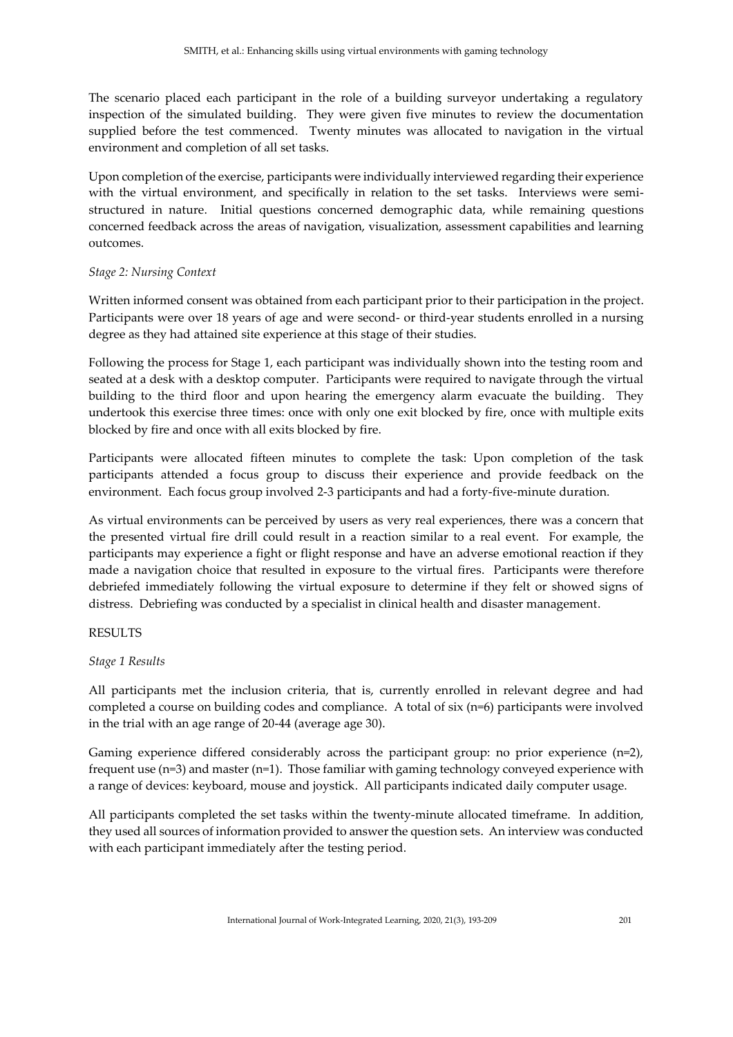The scenario placed each participant in the role of a building surveyor undertaking a regulatory inspection of the simulated building. They were given five minutes to review the documentation supplied before the test commenced. Twenty minutes was allocated to navigation in the virtual environment and completion of all set tasks.

Upon completion of the exercise, participants were individually interviewed regarding their experience with the virtual environment, and specifically in relation to the set tasks. Interviews were semi-structured in nature. Initial questions concerned demographic data, while remaining questions concerned feedback across the areas of navigation, visualization, assessment capabilities and learning outcomes.

*Stage 2: Nursing Context*

Written informed consent was obtained from each participant prior to their participation in the project. Participants were over 18 years of age and were second- or third-year students enrolled in a nursing degree as they had attained site experience at this stage of their studies.

Following the process for Stage 1, each participant was individually shown into the testing room and seated at a desk with a desktop computer. Participants were required to navigate through the virtual building to the third floor and upon hearing the emergency alarm evacuate the building. They undertook this exercise three times: once with only one exit blocked by fire, once with multiple exits blocked by fire and once with all exits blocked by fire.

Participants were allocated fifteen minutes to complete the task: Upon completion of the task participants attended a focus group to discuss their experience and provide feedback on the environment. Each focus group involved 2-3 participants and had a forty-five-minute duration.

As virtual environments can be perceived by users as very real experiences, there was a concern that the presented virtual fire drill could result in a reaction similar to a real event. For example, the participants may experience a fight or flight response and have an adverse emotional reaction if they made a navigation choice that resulted in exposure to the virtual fires. Participants were therefore debriefed immediately following the virtual exposure to determine if they felt or showed signs of distress. Debriefing was conducted by a specialist in clinical health and disaster management.

## RESULTS

*Stage 1 Results*

All participants met the inclusion criteria, that is, currently enrolled in relevant degree and had completed a course on building codes and compliance. A total of six (n=6) participants were involved in the trial with an age range of 20-44 (average age 30).

Gaming experience differed considerably across the participant group: no prior experience (n=2), frequent use (n=3) and master (n=1). Those familiar with gaming technology conveyed experience with a range of devices: keyboard, mouse and joystick. All participants indicated daily computer usage.

All participants completed the set tasks within the twenty-minute allocated timeframe. In addition, they used all sources of information provided to answer the question sets. An interview was conducted with each participant immediately after the testing period.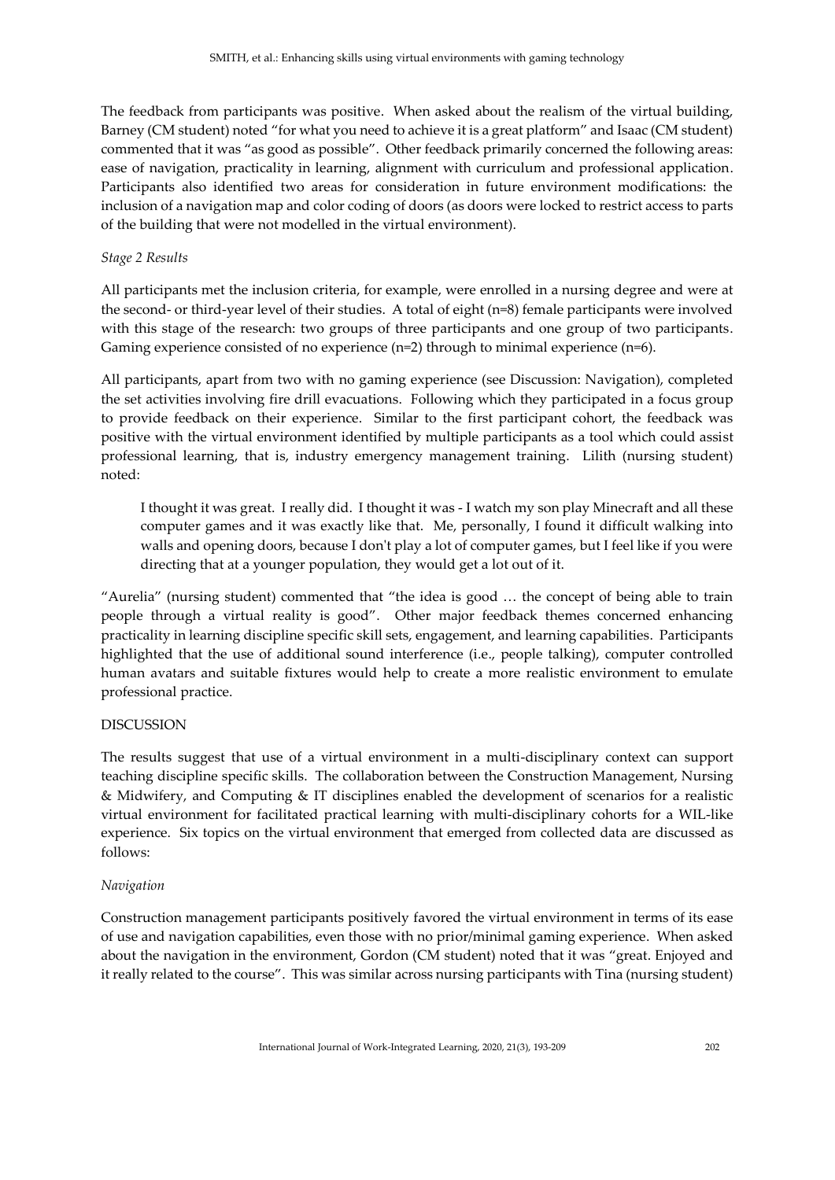The feedback from participants was positive. When asked about the realism of the virtual building, Barney (CM student) noted "for what you need to achieve it is a great platform" and Isaac (CM student) commented that it was "as good as possible". Other feedback primarily concerned the following areas: ease of navigation, practicality in learning, alignment with curriculum and professional application. Participants also identified two areas for consideration in future environment modifications: the inclusion of a navigation map and color coding of doors (as doors were locked to restrict access to parts of the building that were not modelled in the virtual environment).

*Stage 2 Results*

All participants met the inclusion criteria, for example, were enrolled in a nursing degree and were at the second- or third-year level of their studies. A total of eight (n=8) female participants were involved with this stage of the research: two groups of three participants and one group of two participants. Gaming experience consisted of no experience (n=2) through to minimal experience (n=6).

All participants, apart from two with no gaming experience (see Discussion: Navigation), completed the set activities involving fire drill evacuations. Following which they participated in a focus group to provide feedback on their experience. Similar to the first participant cohort, the feedback was positive with the virtual environment identified by multiple participants as a tool which could assist professional learning, that is, industry emergency management training. Lilith (nursing student) noted:

> I thought it was great. I really did. I thought it was - I watch my son play Minecraft and all these computer games and it was exactly like that. Me, personally, I found it difficult walking into walls and opening doors, because I don't play a lot of computer games, but I feel like if you were directing that at a younger population, they would get a lot out of it.

"Aurelia" (nursing student) commented that "the idea is good … the concept of being able to train people through a virtual reality is good". Other major feedback themes concerned enhancing practicality in learning discipline specific skill sets, engagement, and learning capabilities. Participants highlighted that the use of additional sound interference (i.e., people talking), computer controlled human avatars and suitable fixtures would help to create a more realistic environment to emulate professional practice.

## DISCUSSION

The results suggest that use of a virtual environment in a multi-disciplinary context can support teaching discipline specific skills. The collaboration between the Construction Management, Nursing & Midwifery, and Computing & IT disciplines enabled the development of scenarios for a realistic virtual environment for facilitated practical learning with multi-disciplinary cohorts for a WIL-like experience. Six topics on the virtual environment that emerged from collected data are discussed as follows:

*Navigation*

Construction management participants positively favored the virtual environment in terms of its ease of use and navigation capabilities, even those with no prior/minimal gaming experience. When asked about the navigation in the environment, Gordon (CM student) noted that it was "great. Enjoyed and it really related to the course". This was similar across nursing participants with Tina (nursing student)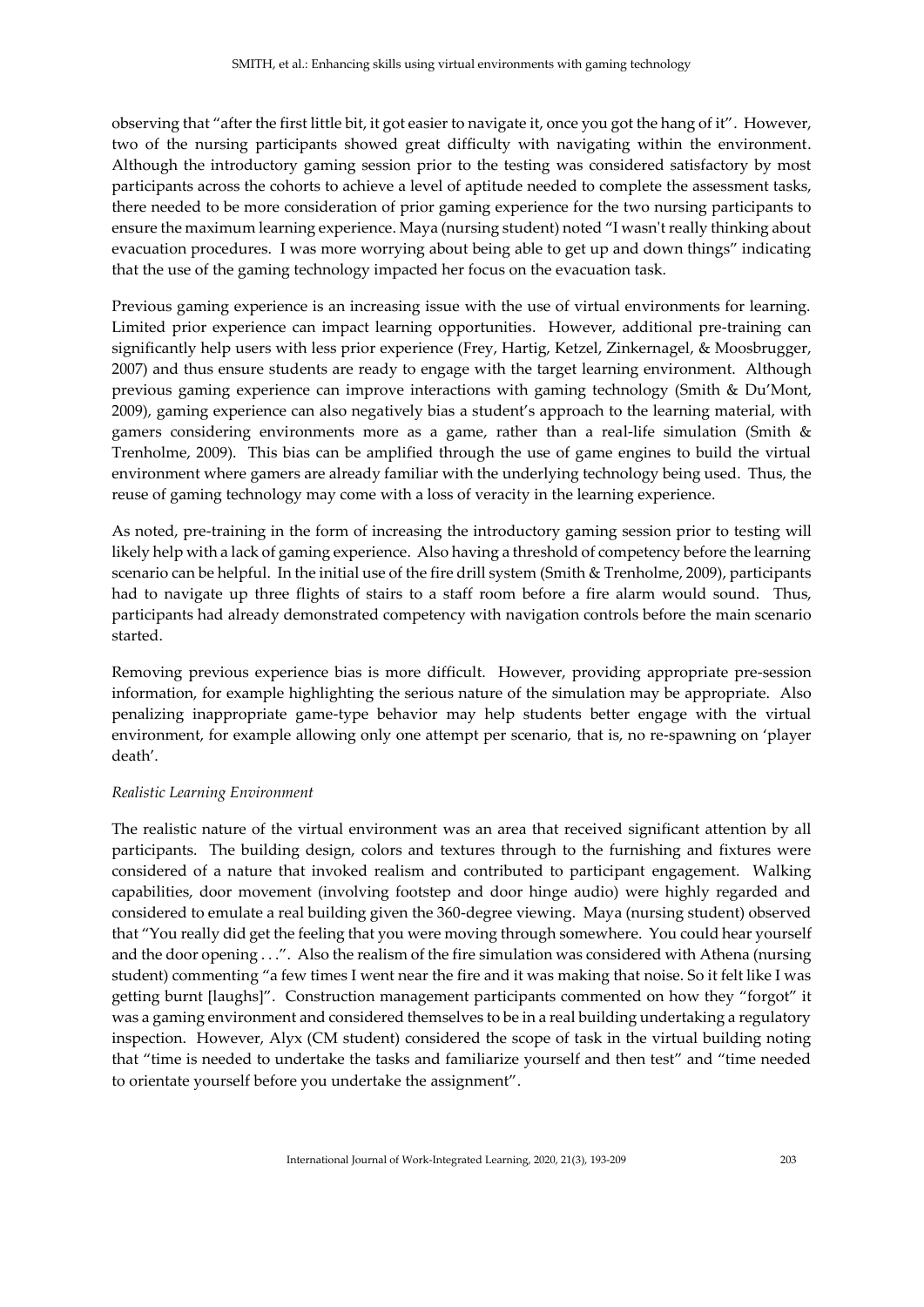observing that "after the first little bit, it got easier to navigate it, once you got the hang of it". However, two of the nursing participants showed great difficulty with navigating within the environment. Although the introductory gaming session prior to the testing was considered satisfactory by most participants across the cohorts to achieve a level of aptitude needed to complete the assessment tasks, there needed to be more consideration of prior gaming experience for the two nursing participants to ensure the maximum learning experience. Maya (nursing student) noted "I wasn't really thinking about evacuation procedures. I was more worrying about being able to get up and down things" indicating that the use of the gaming technology impacted her focus on the evacuation task.

Previous gaming experience is an increasing issue with the use of virtual environments for learning. Limited prior experience can impact learning opportunities. However, additional pre-training can significantly help users with less prior experience (Frey, Hartig, Ketzel, Zinkernagel, & Moosbrugger, 2007) and thus ensure students are ready to engage with the target learning environment. Although previous gaming experience can improve interactions with gaming technology (Smith & Du'Mont, 2009), gaming experience can also negatively bias a student's approach to the learning material, with gamers considering environments more as a game, rather than a real-life simulation (Smith & Trenholme, 2009). This bias can be amplified through the use of game engines to build the virtual environment where gamers are already familiar with the underlying technology being used. Thus, the reuse of gaming technology may come with a loss of veracity in the learning experience.

As noted, pre-training in the form of increasing the introductory gaming session prior to testing will likely help with a lack of gaming experience. Also having a threshold of competency before the learning scenario can be helpful. In the initial use of the fire drill system (Smith & Trenholme, 2009), participants had to navigate up three flights of stairs to a staff room before a fire alarm would sound. Thus, participants had already demonstrated competency with navigation controls before the main scenario started.

Removing previous experience bias is more difficult. However, providing appropriate pre-session information, for example highlighting the serious nature of the simulation may be appropriate. Also penalizing inappropriate game-type behavior may help students better engage with the virtual environment, for example allowing only one attempt per scenario, that is, no re-spawning on 'player death'.

*Realistic Learning Environment*

The realistic nature of the virtual environment was an area that received significant attention by all participants. The building design, colors and textures through to the furnishing and fixtures were considered of a nature that invoked realism and contributed to participant engagement. Walking capabilities, door movement (involving footstep and door hinge audio) were highly regarded and considered to emulate a real building given the 360-degree viewing. Maya (nursing student) observed that "You really did get the feeling that you were moving through somewhere. You could hear yourself and the door opening . . .". Also the realism of the fire simulation was considered with Athena (nursing student) commenting "a few times I went near the fire and it was making that noise. So it felt like I was getting burnt [laughs]". Construction management participants commented on how they "forgot" it was a gaming environment and considered themselves to be in a real building undertaking a regulatory inspection. However, Alyx (CM student) considered the scope of task in the virtual building noting that "time is needed to undertake the tasks and familiarize yourself and then test" and "time needed to orientate yourself before you undertake the assignment".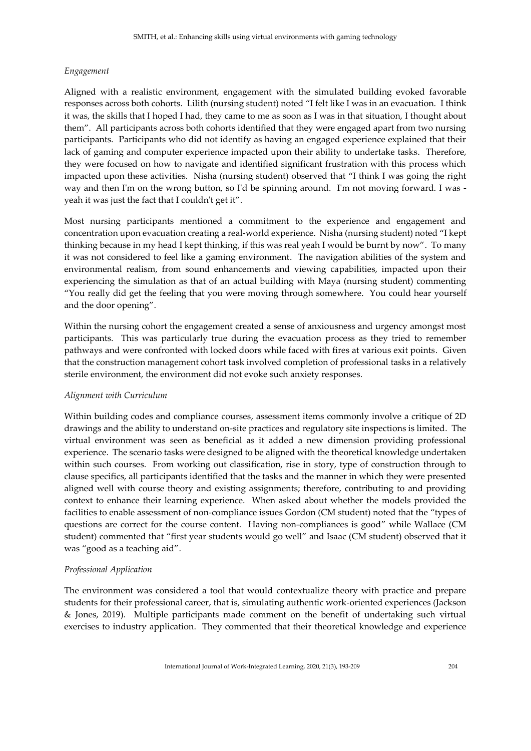*Engagement*

Aligned with a realistic environment, engagement with the simulated building evoked favorable responses across both cohorts. Lilith (nursing student) noted "I felt like I was in an evacuation. I think it was, the skills that I hoped I had, they came to me as soon as I was in that situation, I thought about them". All participants across both cohorts identified that they were engaged apart from two nursing participants. Participants who did not identify as having an engaged experience explained that their lack of gaming and computer experience impacted upon their ability to undertake tasks. Therefore, they were focused on how to navigate and identified significant frustration with this process which impacted upon these activities. Nisha (nursing student) observed that "I think I was going the right way and then I'm on the wrong button, so I'd be spinning around. I'm not moving forward. I was - yeah it was just the fact that I couldn't get it".

Most nursing participants mentioned a commitment to the experience and engagement and concentration upon evacuation creating a real-world experience. Nisha (nursing student) noted "I kept thinking because in my head I kept thinking, if this was real yeah I would be burnt by now". To many it was not considered to feel like a gaming environment. The navigation abilities of the system and environmental realism, from sound enhancements and viewing capabilities, impacted upon their experiencing the simulation as that of an actual building with Maya (nursing student) commenting "You really did get the feeling that you were moving through somewhere. You could hear yourself and the door opening".

Within the nursing cohort the engagement created a sense of anxiousness and urgency amongst most participants. This was particularly true during the evacuation process as they tried to remember pathways and were confronted with locked doors while faced with fires at various exit points. Given that the construction management cohort task involved completion of professional tasks in a relatively sterile environment, the environment did not evoke such anxiety responses.

*Alignment with Curriculum*

Within building codes and compliance courses, assessment items commonly involve a critique of 2D drawings and the ability to understand on-site practices and regulatory site inspections is limited. The virtual environment was seen as beneficial as it added a new dimension providing professional experience. The scenario tasks were designed to be aligned with the theoretical knowledge undertaken within such courses. From working out classification, rise in story, type of construction through to clause specifics, all participants identified that the tasks and the manner in which they were presented aligned well with course theory and existing assignments; therefore, contributing to and providing context to enhance their learning experience. When asked about whether the models provided the facilities to enable assessment of non-compliance issues Gordon (CM student) noted that the "types of questions are correct for the course content. Having non-compliances is good" while Wallace (CM student) commented that "first year students would go well" and Isaac (CM student) observed that it was "good as a teaching aid".

*Professional Application*

The environment was considered a tool that would contextualize theory with practice and prepare students for their professional career, that is, simulating authentic work-oriented experiences (Jackson & Jones, 2019). Multiple participants made comment on the benefit of undertaking such virtual exercises to industry application. They commented that their theoretical knowledge and experience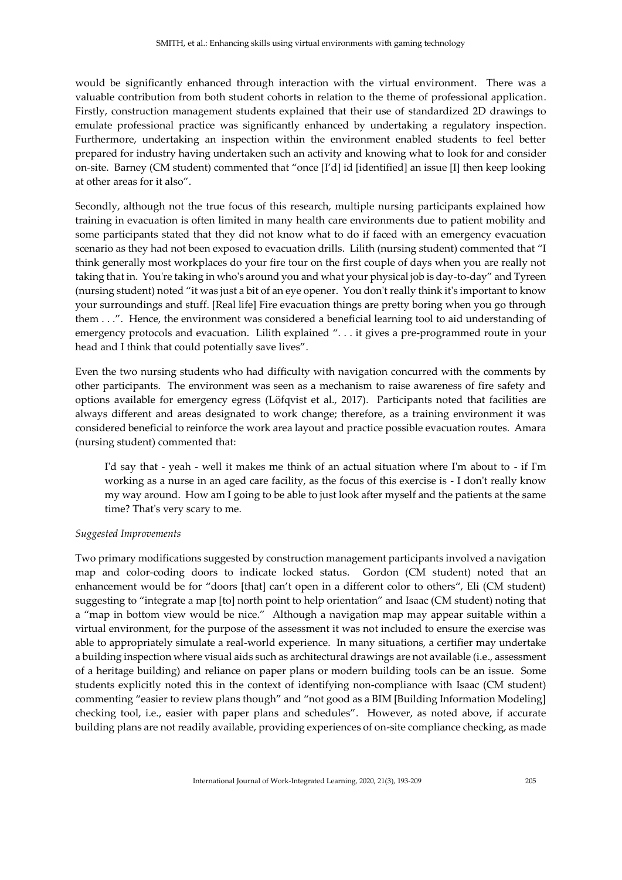would be significantly enhanced through interaction with the virtual environment. There was a valuable contribution from both student cohorts in relation to the theme of professional application. Firstly, construction management students explained that their use of standardized 2D drawings to emulate professional practice was significantly enhanced by undertaking a regulatory inspection. Furthermore, undertaking an inspection within the environment enabled students to feel better prepared for industry having undertaken such an activity and knowing what to look for and consider on-site. Barney (CM student) commented that "once [I'd] id [identified] an issue [I] then keep looking at other areas for it also".

Secondly, although not the true focus of this research, multiple nursing participants explained how training in evacuation is often limited in many health care environments due to patient mobility and some participants stated that they did not know what to do if faced with an emergency evacuation scenario as they had not been exposed to evacuation drills. Lilith (nursing student) commented that "I think generally most workplaces do your fire tour on the first couple of days when you are really not taking that in. You're taking in who's around you and what your physical job is day-to-day" and Tyreen (nursing student) noted "it was just a bit of an eye opener. You don't really think it's important to know your surroundings and stuff. [Real life] Fire evacuation things are pretty boring when you go through them . . .". Hence, the environment was considered a beneficial learning tool to aid understanding of emergency protocols and evacuation. Lilith explained ". . . it gives a pre-programmed route in your head and I think that could potentially save lives".

Even the two nursing students who had difficulty with navigation concurred with the comments by other participants. The environment was seen as a mechanism to raise awareness of fire safety and options available for emergency egress (Löfqvist et al., 2017). Participants noted that facilities are always different and areas designated to work change; therefore, as a training environment it was considered beneficial to reinforce the work area layout and practice possible evacuation routes. Amara (nursing student) commented that:

> I'd say that - yeah - well it makes me think of an actual situation where I'm about to - if I'm working as a nurse in an aged care facility, as the focus of this exercise is - I don't really know my way around. How am I going to be able to just look after myself and the patients at the same time? That's very scary to me.

*Suggested Improvements*

Two primary modifications suggested by construction management participants involved a navigation map and color-coding doors to indicate locked status. Gordon (CM student) noted that an enhancement would be for "doors [that] can't open in a different color to others", Eli (CM student) suggesting to "integrate a map [to] north point to help orientation" and Isaac (CM student) noting that a "map in bottom view would be nice." Although a navigation map may appear suitable within a virtual environment, for the purpose of the assessment it was not included to ensure the exercise was able to appropriately simulate a real-world experience. In many situations, a certifier may undertake a building inspection where visual aids such as architectural drawings are not available (i.e., assessment of a heritage building) and reliance on paper plans or modern building tools can be an issue. Some students explicitly noted this in the context of identifying non-compliance with Isaac (CM student) commenting "easier to review plans though" and "not good as a BIM [Building Information Modeling] checking tool, i.e., easier with paper plans and schedules". However, as noted above, if accurate building plans are not readily available, providing experiences of on-site compliance checking, as made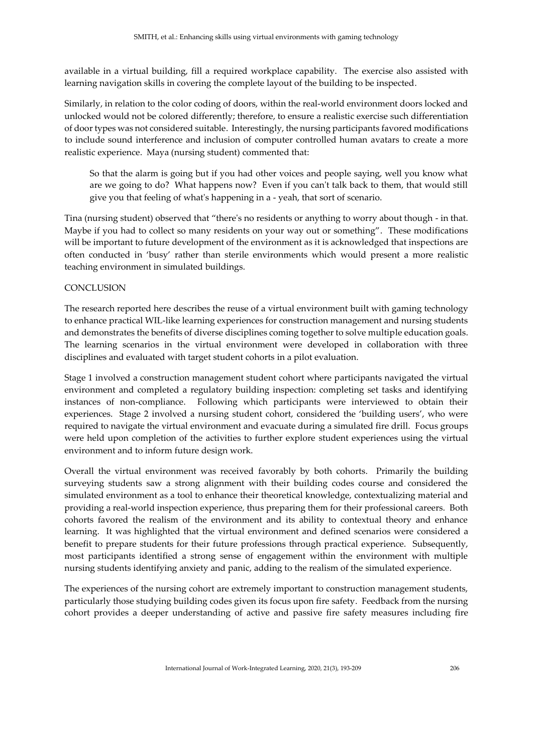available in a virtual building, fill a required workplace capability. The exercise also assisted with learning navigation skills in covering the complete layout of the building to be inspected.

Similarly, in relation to the color coding of doors, within the real-world environment doors locked and unlocked would not be colored differently; therefore, to ensure a realistic exercise such differentiation of door types was not considered suitable. Interestingly, the nursing participants favored modifications to include sound interference and inclusion of computer controlled human avatars to create a more realistic experience. Maya (nursing student) commented that:

> So that the alarm is going but if you had other voices and people saying, well you know what are we going to do? What happens now? Even if you can't talk back to them, that would still give you that feeling of what's happening in a - yeah, that sort of scenario.

Tina (nursing student) observed that "there's no residents or anything to worry about though - in that. Maybe if you had to collect so many residents on your way out or something". These modifications will be important to future development of the environment as it is acknowledged that inspections are often conducted in 'busy' rather than sterile environments which would present a more realistic teaching environment in simulated buildings.

## CONCLUSION

The research reported here describes the reuse of a virtual environment built with gaming technology to enhance practical WIL-like learning experiences for construction management and nursing students and demonstrates the benefits of diverse disciplines coming together to solve multiple education goals. The learning scenarios in the virtual environment were developed in collaboration with three disciplines and evaluated with target student cohorts in a pilot evaluation.

Stage 1 involved a construction management student cohort where participants navigated the virtual environment and completed a regulatory building inspection: completing set tasks and identifying instances of non-compliance. Following which participants were interviewed to obtain their experiences. Stage 2 involved a nursing student cohort, considered the 'building users', who were required to navigate the virtual environment and evacuate during a simulated fire drill. Focus groups were held upon completion of the activities to further explore student experiences using the virtual environment and to inform future design work.

Overall the virtual environment was received favorably by both cohorts. Primarily the building surveying students saw a strong alignment with their building codes course and considered the simulated environment as a tool to enhance their theoretical knowledge, contextualizing material and providing a real-world inspection experience, thus preparing them for their professional careers. Both cohorts favored the realism of the environment and its ability to contextual theory and enhance learning. It was highlighted that the virtual environment and defined scenarios were considered a benefit to prepare students for their future professions through practical experience. Subsequently, most participants identified a strong sense of engagement within the environment with multiple nursing students identifying anxiety and panic, adding to the realism of the simulated experience.

The experiences of the nursing cohort are extremely important to construction management students, particularly those studying building codes given its focus upon fire safety. Feedback from the nursing cohort provides a deeper understanding of active and passive fire safety measures including fire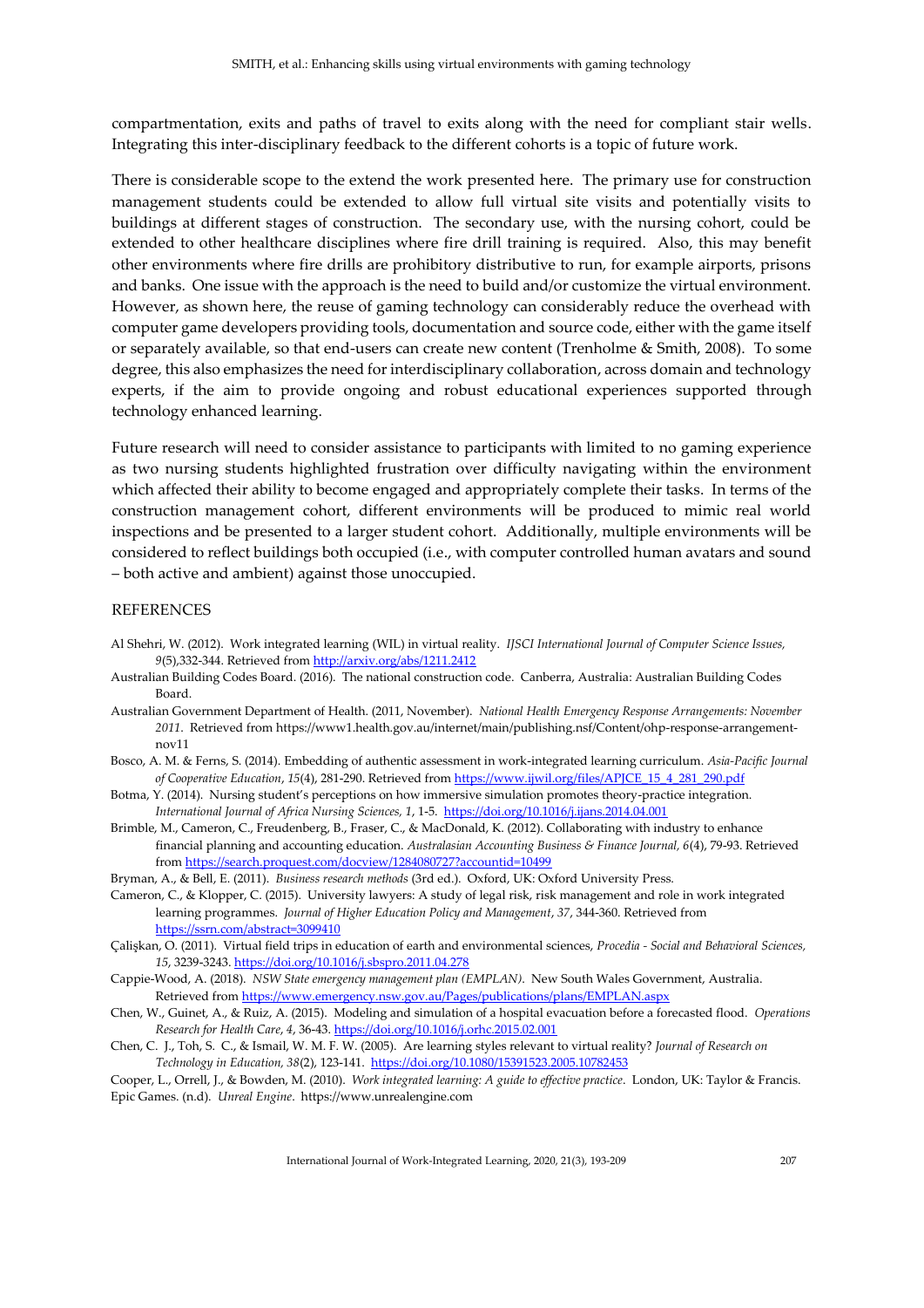compartmentation, exits and paths of travel to exits along with the need for compliant stair wells. Integrating this inter-disciplinary feedback to the different cohorts is a topic of future work.

There is considerable scope to the extend the work presented here. The primary use for construction management students could be extended to allow full virtual site visits and potentially visits to buildings at different stages of construction. The secondary use, with the nursing cohort, could be extended to other healthcare disciplines where fire drill training is required. Also, this may benefit other environments where fire drills are prohibitory distributive to run, for example airports, prisons and banks. One issue with the approach is the need to build and/or customize the virtual environment. However, as shown here, the reuse of gaming technology can considerably reduce the overhead with computer game developers providing tools, documentation and source code, either with the game itself or separately available, so that end-users can create new content (Trenholme & Smith, 2008). To some degree, this also emphasizes the need for interdisciplinary collaboration, across domain and technology experts, if the aim to provide ongoing and robust educational experiences supported through technology enhanced learning.

Future research will need to consider assistance to participants with limited to no gaming experience as two nursing students highlighted frustration over difficulty navigating within the environment which affected their ability to become engaged and appropriately complete their tasks. In terms of the construction management cohort, different environments will be produced to mimic real world inspections and be presented to a larger student cohort. Additionally, multiple environments will be considered to reflect buildings both occupied (i.e., with computer controlled human avatars and sound – both active and ambient) against those unoccupied.

## REFERENCES

Al Shehri, W. (2012). Work integrated learning (WIL) in virtual reality. *IJSCI International Journal of Computer Science Issues, 9*(5),332-344. Retrieved from http://arxiv.org/abs/1211.2412

Australian Building Codes Board. (2016). The national construction code. Canberra, Australia: Australian Building Codes Board.

Australian Government Department of Health. (2011, November). *National Health Emergency Response Arrangements: November 2011*. Retrieved from https://www1.health.gov.au/internet/main/publishing.nsf/Content/ohp-response-arrangement-nov11

Bosco, A. M. & Ferns, S. (2014). Embedding of authentic assessment in work-integrated learning curriculum. *Asia-Pacific Journal of Cooperative Education*, *15*(4), 281-290. Retrieved from https://www.ijwil.org/files/APJCE_15_4_281_290.pdf

Botma, Y. (2014). Nursing student's perceptions on how immersive simulation promotes theory-practice integration. *International Journal of Africa Nursing Sciences, 1*, 1-5. https://doi.org/10.1016/j.ijans.2014.04.001

Brimble, M., Cameron, C., Freudenberg, B., Fraser, C., & MacDonald, K. (2012). Collaborating with industry to enhance financial planning and accounting education. *Australasian Accounting Business & Finance Journal, 6*(4), 79-93. Retrieved from https://search.proquest.com/docview/1284080727?accountid=10499

Bryman, A., & Bell, E. (2011). *Business research methods* (3rd ed.). Oxford, UK: Oxford University Press.

Cameron, C., & Klopper, C. (2015). University lawyers: A study of legal risk, risk management and role in work integrated learning programmes. *Journal of Higher Education Policy and Management*, *37*, 344-360. Retrieved from https://ssrn.com/abstract=3099410

Çalişkan, O. (2011). Virtual field trips in education of earth and environmental sciences, *Procedia - Social and Behavioral Sciences, 15*, 3239-3243. https://doi.org/10.1016/j.sbspro.2011.04.278

Cappie-Wood, A. (2018). *NSW State emergency management plan (EMPLAN)*. New South Wales Government, Australia. Retrieved from https://www.emergency.nsw.gov.au/Pages/publications/plans/EMPLAN.aspx

Chen, W., Guinet, A., & Ruiz, A. (2015). Modeling and simulation of a hospital evacuation before a forecasted flood. *Operations Research for Health Care*, *4*, 36-43. https://doi.org/10.1016/j.orhc.2015.02.001

Chen, C. J., Toh, S. C., & Ismail, W. M. F. W. (2005). Are learning styles relevant to virtual reality? *Journal of Research on Technology in Education, 38*(2), 123-141. https://doi.org/10.1080/15391523.2005.10782453

Cooper, L., Orrell, J., & Bowden, M. (2010). *Work integrated learning: A guide to effective practice*. London, UK: Taylor & Francis.

Epic Games. (n.d). *Unreal Engine*. https://www.unrealengine.com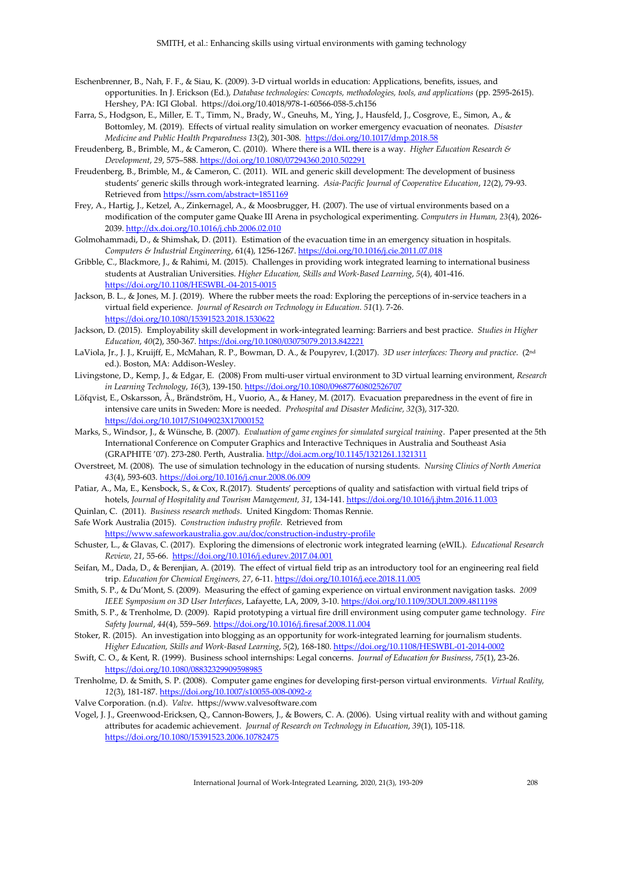Eschenbrenner, B., Nah, F. F., & Siau, K. (2009). 3-D virtual worlds in education: Applications, benefits, issues, and opportunities. In J. Erickson (Ed.), *Database technologies: Concepts, methodologies, tools, and applications* (pp. 2595-2615). Hershey, PA: IGI Global. https://doi.org/10.4018/978-1-60566-058-5.ch156

Farra, S., Hodgson, E., Miller, E. T., Timm, N., Brady, W., Gneuhs, M., Ying, J., Hausfeld, J., Cosgrove, E., Simon, A., & Bottomley, M. (2019). Effects of virtual reality simulation on worker emergency evacuation of neonates. *Disaster Medicine and Public Health Preparedness 13*(2), 301-308. https://doi.org/10.1017/dmp.2018.58

Freudenberg, B., Brimble, M., & Cameron, C. (2010). Where there is a WIL there is a way. *Higher Education Research & Development*, *29*, 575–588. https://doi.org/10.1080/07294360.2010.502291

Freudenberg, B., Brimble, M., & Cameron, C. (2011). WIL and generic skill development: The development of business students' generic skills through work-integrated learning. *Asia-Pacific Journal of Cooperative Education*, *12*(2), 79-93. Retrieved from https://ssrn.com/abstract=1851169

Frey, A., Hartig, J., Ketzel, A., Zinkernagel, A., & Moosbrugger, H. (2007). The use of virtual environments based on a modification of the computer game Quake III Arena in psychological experimenting. *Computers in Human, 23*(4), 2026-2039. http://dx.doi.org/10.1016/j.chb.2006.02.010

Golmohammadi, D., & Shimshak, D. (2011). Estimation of the evacuation time in an emergency situation in hospitals. *Computers & Industrial Engineering*, 61(4), 1256-1267. https://doi.org/10.1016/j.cie.2011.07.018

Gribble, C., Blackmore, J., & Rahimi, M. (2015). Challenges in providing work integrated learning to international business students at Australian Universities. *Higher Education, Skills and Work-Based Learning*, *5*(4), 401-416. https://doi.org/10.1108/HESWBL-04-2015-0015

Jackson, B. L., & Jones, M. J. (2019). Where the rubber meets the road: Exploring the perceptions of in-service teachers in a virtual field experience. *Journal of Research on Technology in Education. 51*(1). 7-26. https://doi.org/10.1080/15391523.2018.1530622

Jackson, D. (2015). Employability skill development in work-integrated learning: Barriers and best practice. *Studies in Higher Education*, *40*(2), 350-367. https://doi.org/10.1080/03075079.2013.842221

LaViola, Jr., J. J., Kruijff, E., McMahan, R. P., Bowman, D. A., & Poupyrev, I.(2017). *3D user interfaces: Theory and practice*. (2nd ed.). Boston, MA: Addison-Wesley.

Livingstone, D., Kemp, J., & Edgar, E. (2008) From multi-user virtual environment to 3D virtual learning environment, *Research in Learning Technology*, *16*(3), 139-150. https://doi.org/10.1080/09687760802526707

Löfqvist, E., Oskarsson, Å., Brändström, H., Vuorio, A., & Haney, M. (2017). Evacuation preparedness in the event of fire in intensive care units in Sweden: More is needed. *Prehospital and Disaster Medicine, 32*(3), 317-320. https://doi.org/10.1017/S1049023X17000152

Marks, S., Windsor, J., & Wünsche, B. (2007). *Evaluation of game engines for simulated surgical training*. Paper presented at the 5th International Conference on Computer Graphics and Interactive Techniques in Australia and Southeast Asia (GRAPHITE '07). 273-280. Perth, Australia. http://doi.acm.org/10.1145/1321261.1321311

Overstreet, M. (2008). The use of simulation technology in the education of nursing students. *Nursing Clinics of North America 43*(4), 593-603. https://doi.org/10.1016/j.cnur.2008.06.009

Patiar, A., Ma, E., Kensbock, S., & Cox, R.(2017). Students' perceptions of quality and satisfaction with virtual field trips of hotels, *Journal of Hospitality and Tourism Management, 31*, 134-141. https://doi.org/10.1016/j.jhtm.2016.11.003

Quinlan, C. (2011). *Business research methods*. United Kingdom: Thomas Rennie.

Safe Work Australia (2015). *Construction industry profile*. Retrieved from https://www.safeworkaustralia.gov.au/doc/construction-industry-profile

Schuster, L., & Glavas, C. (2017). Exploring the dimensions of electronic work integrated learning (eWIL). *Educational Research Review, 21*, 55-66. https://doi.org/10.1016/j.edurev.2017.04.001

Seifan, M., Dada, D., & Berenjian, A. (2019). The effect of virtual field trip as an introductory tool for an engineering real field trip. *Education for Chemical Engineers, 27*, 6-11. https://doi.org/10.1016/j.ece.2018.11.005

Smith, S. P., & Du'Mont, S. (2009). Measuring the effect of gaming experience on virtual environment navigation tasks. *2009 IEEE Symposium on 3D User Interfaces*, Lafayette, LA, 2009, 3-10. https://doi.org/10.1109/3DUI.2009.4811198

Smith, S. P., & Trenholme, D. (2009). Rapid prototyping a virtual fire drill environment using computer game technology. *Fire Safety Journal*, *44*(4), 559–569. https://doi.org/10.1016/j.firesaf.2008.11.004

Stoker, R. (2015). An investigation into blogging as an opportunity for work-integrated learning for journalism students. *Higher Education, Skills and Work-Based Learning*, *5*(2), 168-180. https://doi.org/10.1108/HESWBL-01-2014-0002

Swift, C. O., & Kent, R. (1999). Business school internships: Legal concerns. *Journal of Education for Business*, *75*(1), 23-26. https://doi.org/10.1080/08832329909598985

Trenholme, D. & Smith, S. P. (2008). Computer game engines for developing first-person virtual environments. *Virtual Reality, 12*(3), 181-187. https://doi.org/10.1007/s10055-008-0092-z

Valve Corporation. (n.d). *Valve*. https://www.valvesoftware.com

Vogel, J. J., Greenwood-Ericksen, Q., Cannon-Bowers, J., & Bowers, C. A. (2006). Using virtual reality with and without gaming attributes for academic achievement. *Journal of Research on Technology in Education*, *39*(1), 105-118. https://doi.org/10.1080/15391523.2006.10782475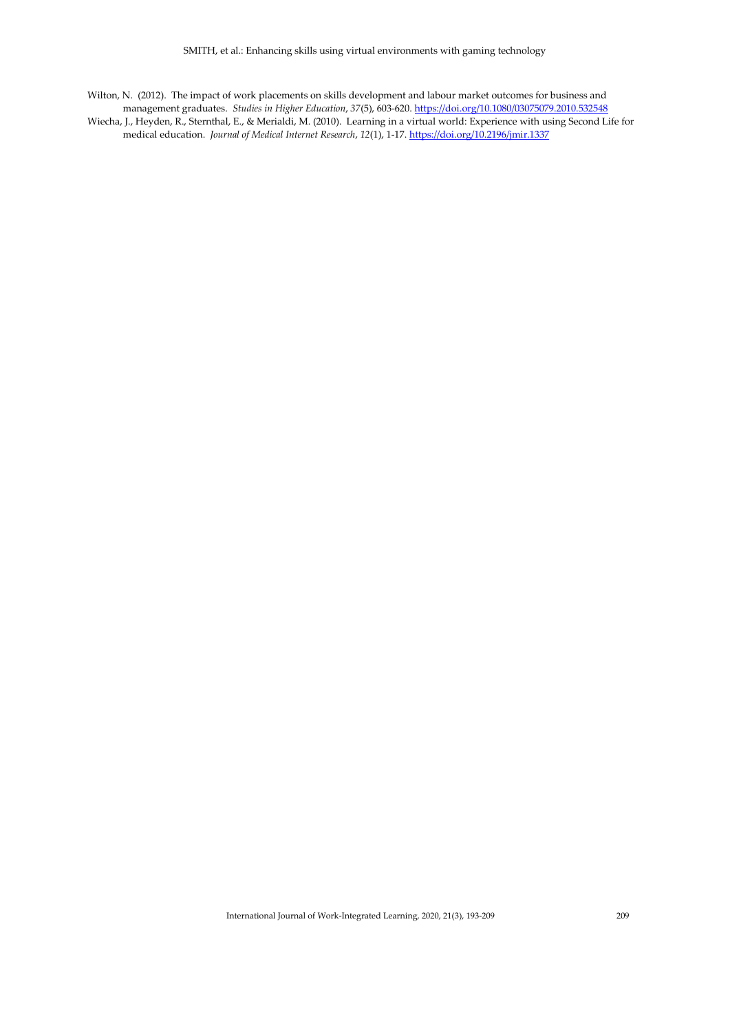Wilton, N. (2012). The impact of work placements on skills development and labour market outcomes for business and management graduates. *Studies in Higher Education*, *37*(5), 603-620. https://doi.org/10.1080/03075079.2010.532548

Wiecha, J., Heyden, R., Sternthal, E., & Merialdi, M. (2010). Learning in a virtual world: Experience with using Second Life for medical education. *Journal of Medical Internet Research*, *12*(1), 1-17. https://doi.org/10.2196/jmir.1337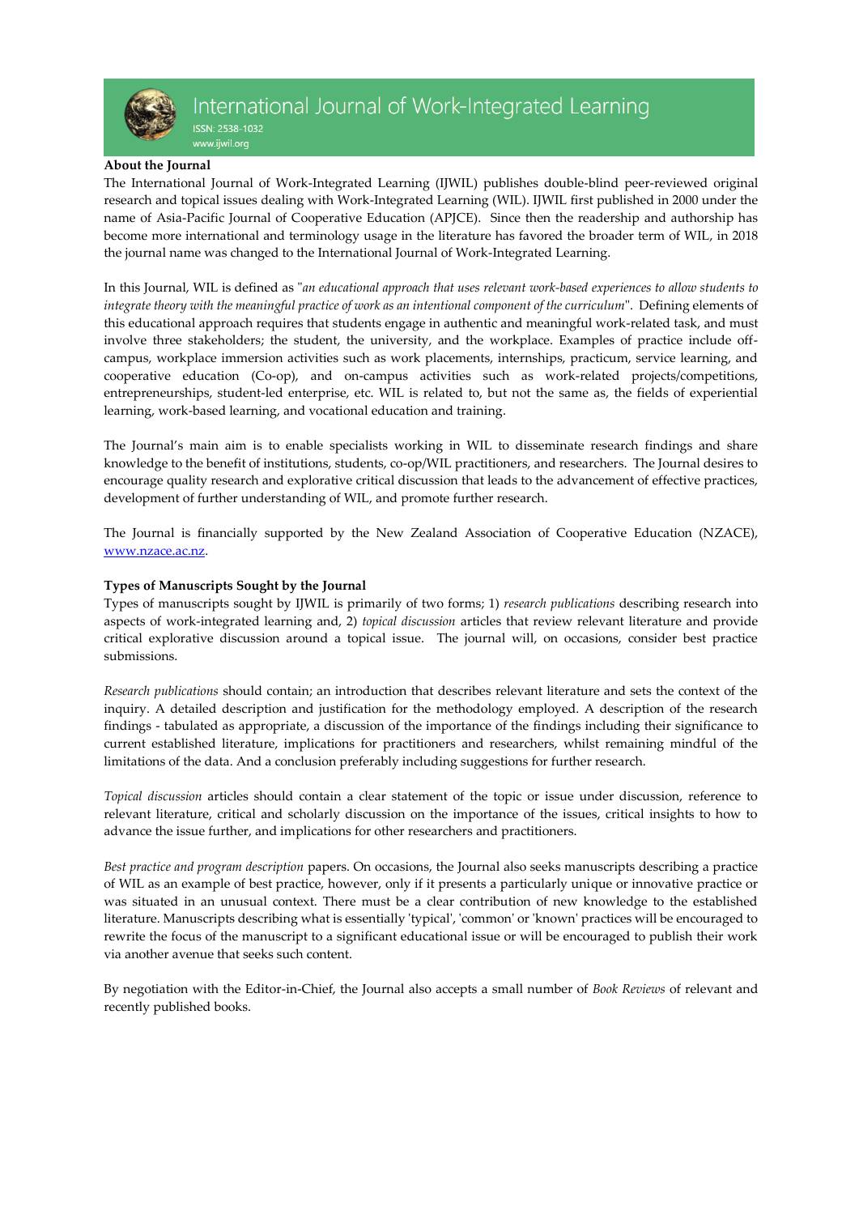# International Journal of Work-Integrated Learning

ISSN: 2538-1032

www.ijwil.org

**About the Journal**

The International Journal of Work-Integrated Learning (IJWIL) publishes double-blind peer-reviewed original research and topical issues dealing with Work-Integrated Learning (WIL). IJWIL first published in 2000 under the name of Asia-Pacific Journal of Cooperative Education (APJCE). Since then the readership and authorship has become more international and terminology usage in the literature has favored the broader term of WIL, in 2018 the journal name was changed to the International Journal of Work-Integrated Learning.

In this Journal, WIL is defined as "*an educational approach that uses relevant work-based experiences to allow students to integrate theory with the meaningful practice of work as an intentional component of the curriculum*". Defining elements of this educational approach requires that students engage in authentic and meaningful work-related task, and must involve three stakeholders; the student, the university, and the workplace. Examples of practice include off-campus, workplace immersion activities such as work placements, internships, practicum, service learning, and cooperative education (Co-op), and on-campus activities such as work-related projects/competitions, entrepreneurships, student-led enterprise, etc. WIL is related to, but not the same as, the fields of experiential learning, work-based learning, and vocational education and training.

The Journal's main aim is to enable specialists working in WIL to disseminate research findings and share knowledge to the benefit of institutions, students, co-op/WIL practitioners, and researchers. The Journal desires to encourage quality research and explorative critical discussion that leads to the advancement of effective practices, development of further understanding of WIL, and promote further research.

The Journal is financially supported by the New Zealand Association of Cooperative Education (NZACE), www.nzace.ac.nz.

**Types of Manuscripts Sought by the Journal**

Types of manuscripts sought by IJWIL is primarily of two forms; 1) *research publications* describing research into aspects of work-integrated learning and, 2) *topical discussion* articles that review relevant literature and provide critical explorative discussion around a topical issue. The journal will, on occasions, consider best practice submissions.

*Research publications* should contain; an introduction that describes relevant literature and sets the context of the inquiry. A detailed description and justification for the methodology employed. A description of the research findings - tabulated as appropriate, a discussion of the importance of the findings including their significance to current established literature, implications for practitioners and researchers, whilst remaining mindful of the limitations of the data. And a conclusion preferably including suggestions for further research.

*Topical discussion* articles should contain a clear statement of the topic or issue under discussion, reference to relevant literature, critical and scholarly discussion on the importance of the issues, critical insights to how to advance the issue further, and implications for other researchers and practitioners.

*Best practice and program description* papers. On occasions, the Journal also seeks manuscripts describing a practice of WIL as an example of best practice, however, only if it presents a particularly unique or innovative practice or was situated in an unusual context. There must be a clear contribution of new knowledge to the established literature. Manuscripts describing what is essentially 'typical', 'common' or 'known' practices will be encouraged to rewrite the focus of the manuscript to a significant educational issue or will be encouraged to publish their work via another avenue that seeks such content.

By negotiation with the Editor-in-Chief, the Journal also accepts a small number of *Book Reviews* of relevant and recently published books.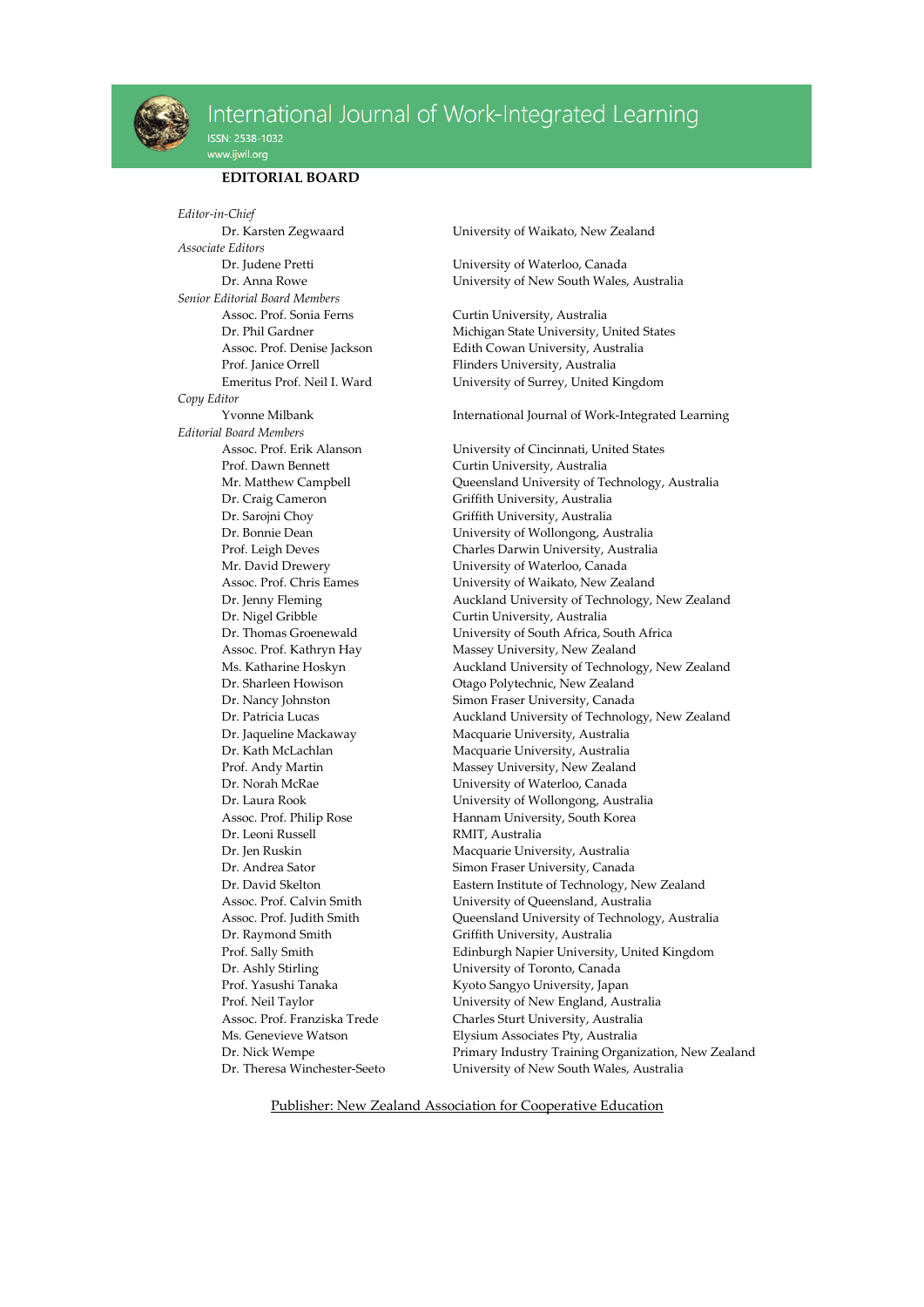International Journal of Work-Integrated Learning
ISSN: 2538-1032
www.ijwil.org

## EDITORIAL BOARD

| | |
|---|---|
| *Editor-in-Chief* | |
| Dr. Karsten Zegwaard | University of Waikato, New Zealand |
| *Associate Editors* | |
| Dr. Judene Pretti | University of Waterloo, Canada |
| Dr. Anna Rowe | University of New South Wales, Australia |
| *Senior Editorial Board Members* | |
| Assoc. Prof. Sonia Ferns | Curtin University, Australia |
| Dr. Phil Gardner | Michigan State University, United States |
| Assoc. Prof. Denise Jackson | Edith Cowan University, Australia |
| Prof. Janice Orrell | Flinders University, Australia |
| Emeritus Prof. Neil I. Ward | University of Surrey, United Kingdom |
| *Copy Editor* | |
| Yvonne Milbank | International Journal of Work-Integrated Learning |
| *Editorial Board Members* | |
| Assoc. Prof. Erik Alanson | University of Cincinnati, United States |
| Prof. Dawn Bennett | Curtin University, Australia |
| Mr. Matthew Campbell | Queensland University of Technology, Australia |
| Dr. Craig Cameron | Griffith University, Australia |
| Dr. Sarojni Choy | Griffith University, Australia |
| Dr. Bonnie Dean | University of Wollongong, Australia |
| Prof. Leigh Deves | Charles Darwin University, Australia |
| Mr. David Drewery | University of Waterloo, Canada |
| Assoc. Prof. Chris Eames | University of Waikato, New Zealand |
| Dr. Jenny Fleming | Auckland University of Technology, New Zealand |
| Dr. Nigel Gribble | Curtin University, Australia |
| Dr. Thomas Groenewald | University of South Africa, South Africa |
| Assoc. Prof. Kathryn Hay | Massey University, New Zealand |
| Ms. Katharine Hoskyn | Auckland University of Technology, New Zealand |
| Dr. Sharleen Howison | Otago Polytechnic, New Zealand |
| Dr. Nancy Johnston | Simon Fraser University, Canada |
| Dr. Patricia Lucas | Auckland University of Technology, New Zealand |
| Dr. Jaqueline Mackaway | Macquarie University, Australia |
| Dr. Kath McLachlan | Macquarie University, Australia |
| Prof. Andy Martin | Massey University, New Zealand |
| Dr. Norah McRae | University of Waterloo, Canada |
| Dr. Laura Rook | University of Wollongong, Australia |
| Assoc. Prof. Philip Rose | Hannam University, South Korea |
| Dr. Leoni Russell | RMIT, Australia |
| Dr. Jen Ruskin | Macquarie University, Australia |
| Dr. Andrea Sator | Simon Fraser University, Canada |
| Dr. David Skelton | Eastern Institute of Technology, New Zealand |
| Assoc. Prof. Calvin Smith | University of Queensland, Australia |
| Assoc. Prof. Judith Smith | Queensland University of Technology, Australia |
| Dr. Raymond Smith | Griffith University, Australia |
| Prof. Sally Smith | Edinburgh Napier University, United Kingdom |
| Dr. Ashly Stirling | University of Toronto, Canada |
| Prof. Yasushi Tanaka | Kyoto Sangyo University, Japan |
| Prof. Neil Taylor | University of New England, Australia |
| Assoc. Prof. Franziska Trede | Charles Sturt University, Australia |
| Ms. Genevieve Watson | Elysium Associates Pty, Australia |
| Dr. Nick Wempe | Primary Industry Training Organization, New Zealand |
| Dr. Theresa Winchester-Seeto | University of New South Wales, Australia |

Publisher: New Zealand Association for Cooperative Education